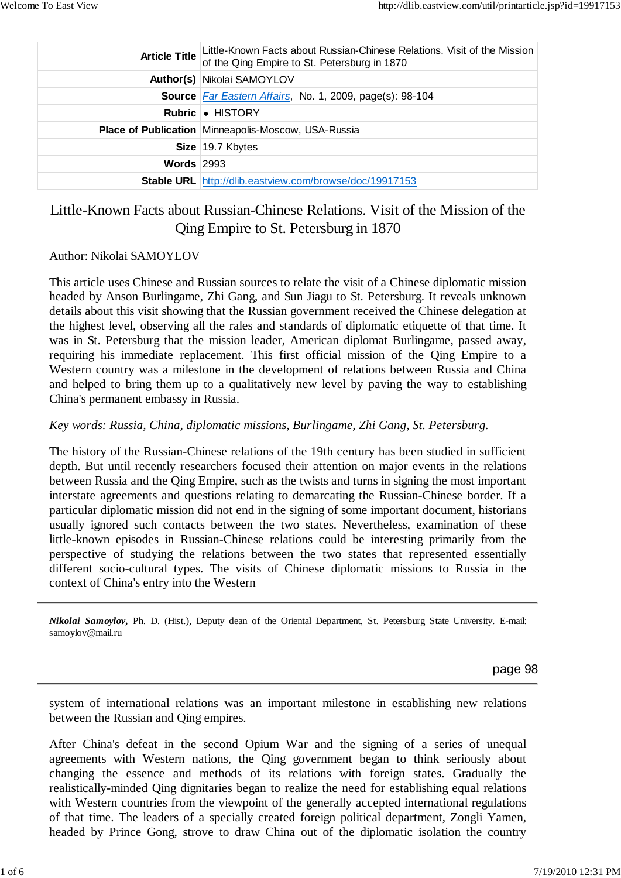| | |
|---|---|
| **Article Title** | Little-Known Facts about Russian-Chinese Relations. Visit of the Mission of the Qing Empire to St. Petersburg in 1870 |
| **Author(s)** | Nikolai SAMOYLOV |
| **Source** | *Far Eastern Affairs*, No. 1, 2009, page(s): 98-104 |
| **Rubric** | • HISTORY |
| **Place of Publication** | Minneapolis-Moscow, USA-Russia |
| **Size** | 19.7 Kbytes |
| **Words** | 2993 |
| **Stable URL** | http://dlib.eastview.com/browse/doc/19917153 |

# Little-Known Facts about Russian-Chinese Relations. Visit of the Mission of the Qing Empire to St. Petersburg in 1870

Author: Nikolai SAMOYLOV

This article uses Chinese and Russian sources to relate the visit of a Chinese diplomatic mission headed by Anson Burlingame, Zhi Gang, and Sun Jiagu to St. Petersburg. It reveals unknown details about this visit showing that the Russian government received the Chinese delegation at the highest level, observing all the rales and standards of diplomatic etiquette of that time. It was in St. Petersburg that the mission leader, American diplomat Burlingame, passed away, requiring his immediate replacement. This first official mission of the Qing Empire to a Western country was a milestone in the development of relations between Russia and China and helped to bring them up to a qualitatively new level by paving the way to establishing China's permanent embassy in Russia.

*Key words: Russia, China, diplomatic missions, Burlingame, Zhi Gang, St. Petersburg.*

The history of the Russian-Chinese relations of the 19th century has been studied in sufficient depth. But until recently researchers focused their attention on major events in the relations between Russia and the Qing Empire, such as the twists and turns in signing the most important interstate agreements and questions relating to demarcating the Russian-Chinese border. If a particular diplomatic mission did not end in the signing of some important document, historians usually ignored such contacts between the two states. Nevertheless, examination of these little-known episodes in Russian-Chinese relations could be interesting primarily from the perspective of studying the relations between the two states that represented essentially different socio-cultural types. The visits of Chinese diplomatic missions to Russia in the context of China's entry into the Western system of international relations was an important milestone in establishing new relations between the Russian and Qing empires.

***Nikolai Samoylov,*** Ph. D. (Hist.), Deputy dean of the Oriental Department, St. Petersburg State University. E-mail: samoylov@mail.ru

After China's defeat in the second Opium War and the signing of a series of unequal agreements with Western nations, the Qing government began to think seriously about changing the essence and methods of its relations with foreign states. Gradually the realistically-minded Qing dignitaries began to realize the need for establishing equal relations with Western countries from the viewpoint of the generally accepted international regulations of that time. The leaders of a specially created foreign political department, Zongli Yamen, headed by Prince Gong, strove to draw China out of the diplomatic isolation the country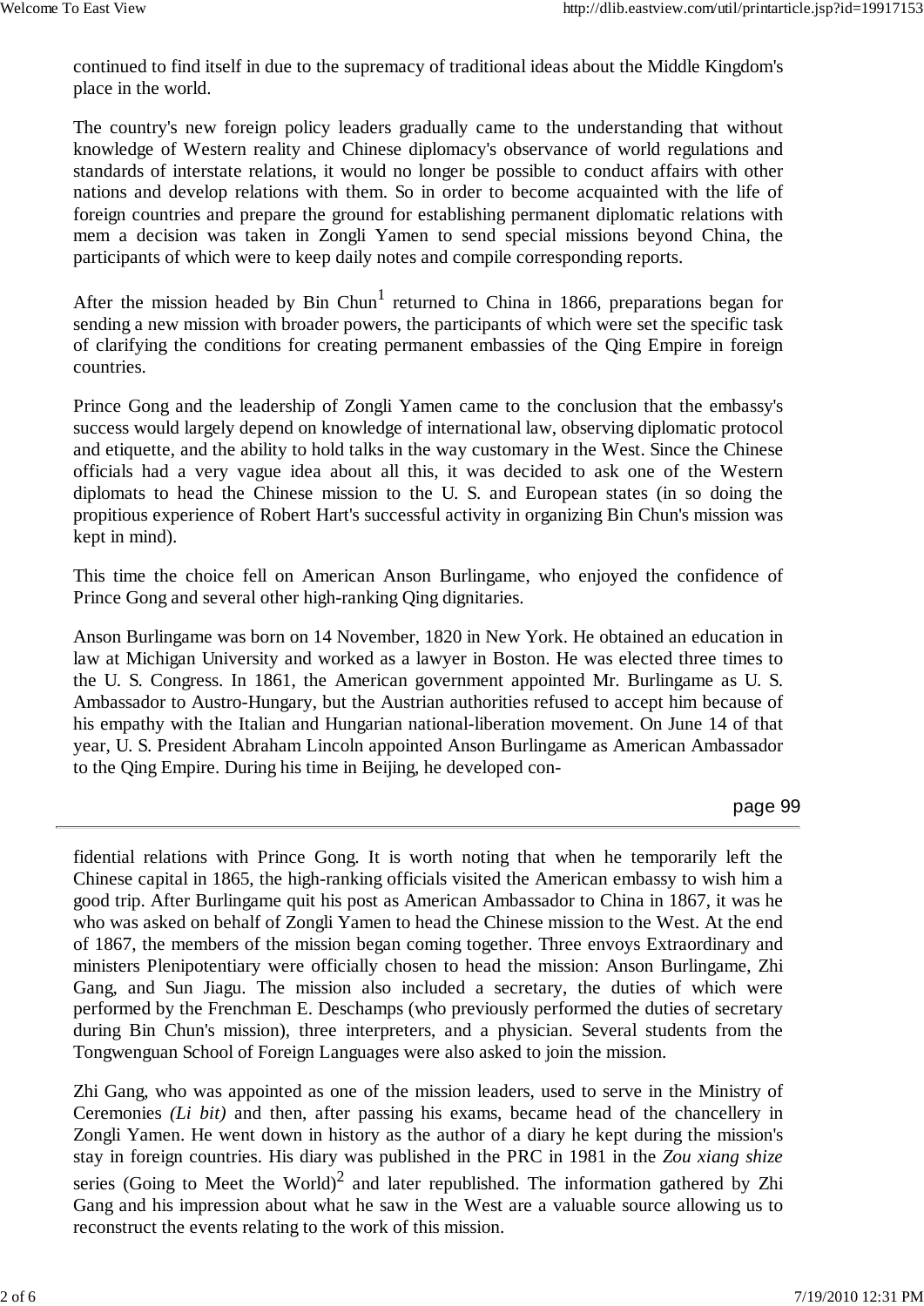continued to find itself in due to the supremacy of traditional ideas about the Middle Kingdom's place in the world.

The country's new foreign policy leaders gradually came to the understanding that without knowledge of Western reality and Chinese diplomacy's observance of world regulations and standards of interstate relations, it would no longer be possible to conduct affairs with other nations and develop relations with them. So in order to become acquainted with the life of foreign countries and prepare the ground for establishing permanent diplomatic relations with mem a decision was taken in Zongli Yamen to send special missions beyond China, the participants of which were to keep daily notes and compile corresponding reports.

After the mission headed by Bin Chun[1] returned to China in 1866, preparations began for sending a new mission with broader powers, the participants of which were set the specific task of clarifying the conditions for creating permanent embassies of the Qing Empire in foreign countries.

Prince Gong and the leadership of Zongli Yamen came to the conclusion that the embassy's success would largely depend on knowledge of international law, observing diplomatic protocol and etiquette, and the ability to hold talks in the way customary in the West. Since the Chinese officials had a very vague idea about all this, it was decided to ask one of the Western diplomats to head the Chinese mission to the U. S. and European states (in so doing the propitious experience of Robert Hart's successful activity in organizing Bin Chun's mission was kept in mind).

This time the choice fell on American Anson Burlingame, who enjoyed the confidence of Prince Gong and several other high-ranking Qing dignitaries.

Anson Burlingame was born on 14 November, 1820 in New York. He obtained an education in law at Michigan University and worked as a lawyer in Boston. He was elected three times to the U. S. Congress. In 1861, the American government appointed Mr. Burlingame as U. S. Ambassador to Austro-Hungary, but the Austrian authorities refused to accept him because of his empathy with the Italian and Hungarian national-liberation movement. On June 14 of that year, U. S. President Abraham Lincoln appointed Anson Burlingame as American Ambassador to the Qing Empire. During his time in Beijing, he developed confidential relations with Prince Gong. It is worth noting that when he temporarily left the Chinese capital in 1865, the high-ranking officials visited the American embassy to wish him a good trip. After Burlingame quit his post as American Ambassador to China in 1867, it was he who was asked on behalf of Zongli Yamen to head the Chinese mission to the West. At the end of 1867, the members of the mission began coming together. Three envoys Extraordinary and ministers Plenipotentiary were officially chosen to head the mission: Anson Burlingame, Zhi Gang, and Sun Jiagu. The mission also included a secretary, the duties of which were performed by the Frenchman E. Deschamps (who previously performed the duties of secretary during Bin Chun's mission), three interpreters, and a physician. Several students from the Tongwenguan School of Foreign Languages were also asked to join the mission.

Zhi Gang, who was appointed as one of the mission leaders, used to serve in the Ministry of Ceremonies *(Li bit)* and then, after passing his exams, became head of the chancellery in Zongli Yamen. He went down in history as the author of a diary he kept during the mission's stay in foreign countries. His diary was published in the PRC in 1981 in the *Zou xiang shize* series (Going to Meet the World)[2] and later republished. The information gathered by Zhi Gang and his impression about what he saw in the West are a valuable source allowing us to reconstruct the events relating to the work of this mission.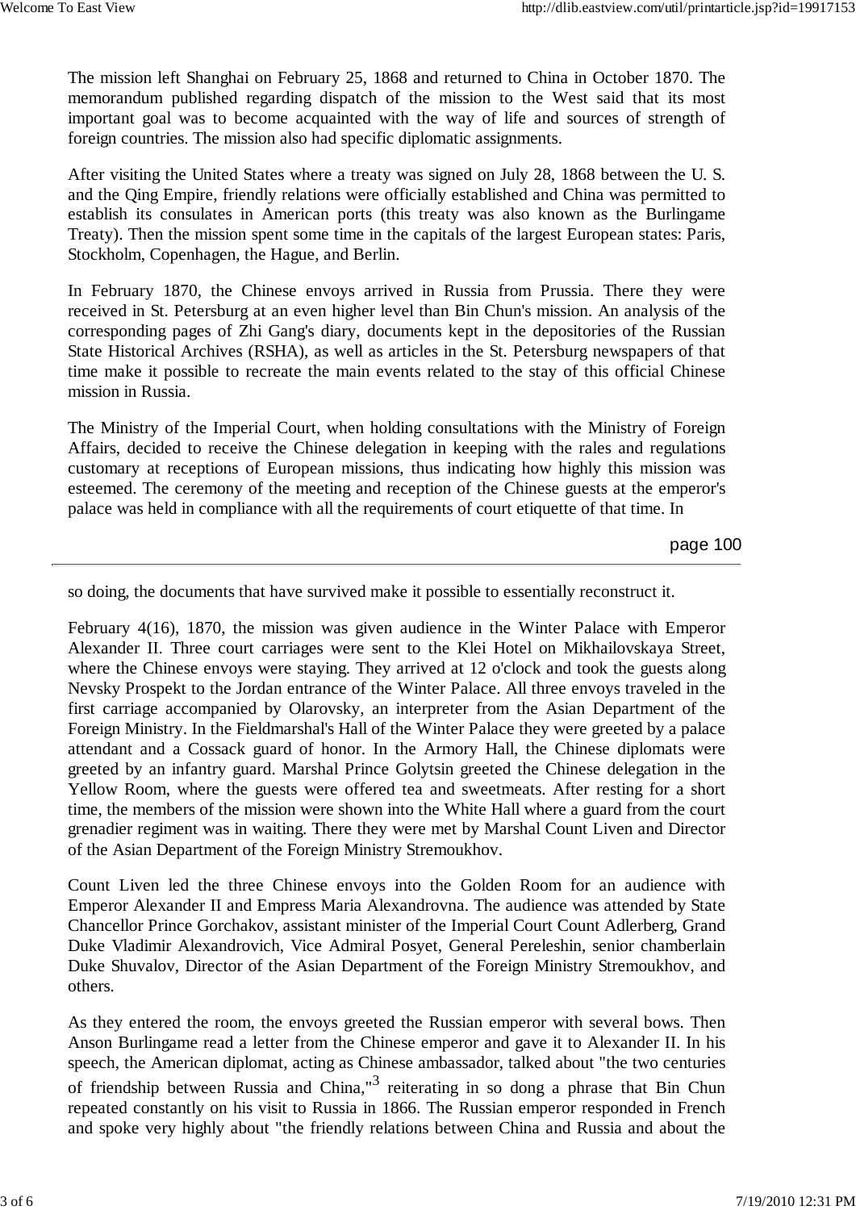The mission left Shanghai on February 25, 1868 and returned to China in October 1870. The memorandum published regarding dispatch of the mission to the West said that its most important goal was to become acquainted with the way of life and sources of strength of foreign countries. The mission also had specific diplomatic assignments.

After visiting the United States where a treaty was signed on July 28, 1868 between the U. S. and the Qing Empire, friendly relations were officially established and China was permitted to establish its consulates in American ports (this treaty was also known as the Burlingame Treaty). Then the mission spent some time in the capitals of the largest European states: Paris, Stockholm, Copenhagen, the Hague, and Berlin.

In February 1870, the Chinese envoys arrived in Russia from Prussia. There they were received in St. Petersburg at an even higher level than Bin Chun's mission. An analysis of the corresponding pages of Zhi Gang's diary, documents kept in the depositories of the Russian State Historical Archives (RSHA), as well as articles in the St. Petersburg newspapers of that time make it possible to recreate the main events related to the stay of this official Chinese mission in Russia.

The Ministry of the Imperial Court, when holding consultations with the Ministry of Foreign Affairs, decided to receive the Chinese delegation in keeping with the rales and regulations customary at receptions of European missions, thus indicating how highly this mission was esteemed. The ceremony of the meeting and reception of the Chinese guests at the emperor's palace was held in compliance with all the requirements of court etiquette of that time. In so doing, the documents that have survived make it possible to essentially reconstruct it.

February 4(16), 1870, the mission was given audience in the Winter Palace with Emperor Alexander II. Three court carriages were sent to the Klei Hotel on Mikhailovskaya Street, where the Chinese envoys were staying. They arrived at 12 o'clock and took the guests along Nevsky Prospekt to the Jordan entrance of the Winter Palace. All three envoys traveled in the first carriage accompanied by Olarovsky, an interpreter from the Asian Department of the Foreign Ministry. In the Fieldmarshal's Hall of the Winter Palace they were greeted by a palace attendant and a Cossack guard of honor. In the Armory Hall, the Chinese diplomats were greeted by an infantry guard. Marshal Prince Golytsin greeted the Chinese delegation in the Yellow Room, where the guests were offered tea and sweetmeats. After resting for a short time, the members of the mission were shown into the White Hall where a guard from the court grenadier regiment was in waiting. There they were met by Marshal Count Liven and Director of the Asian Department of the Foreign Ministry Stremoukhov.

Count Liven led the three Chinese envoys into the Golden Room for an audience with Emperor Alexander II and Empress Maria Alexandrovna. The audience was attended by State Chancellor Prince Gorchakov, assistant minister of the Imperial Court Count Adlerberg, Grand Duke Vladimir Alexandrovich, Vice Admiral Posyet, General Pereleshin, senior chamberlain Duke Shuvalov, Director of the Asian Department of the Foreign Ministry Stremoukhov, and others.

As they entered the room, the envoys greeted the Russian emperor with several bows. Then Anson Burlingame read a letter from the Chinese emperor and gave it to Alexander II. In his speech, the American diplomat, acting as Chinese ambassador, talked about "the two centuries of friendship between Russia and China,"[3] reiterating in so dong a phrase that Bin Chun repeated constantly on his visit to Russia in 1866. The Russian emperor responded in French and spoke very highly about "the friendly relations between China and Russia and about the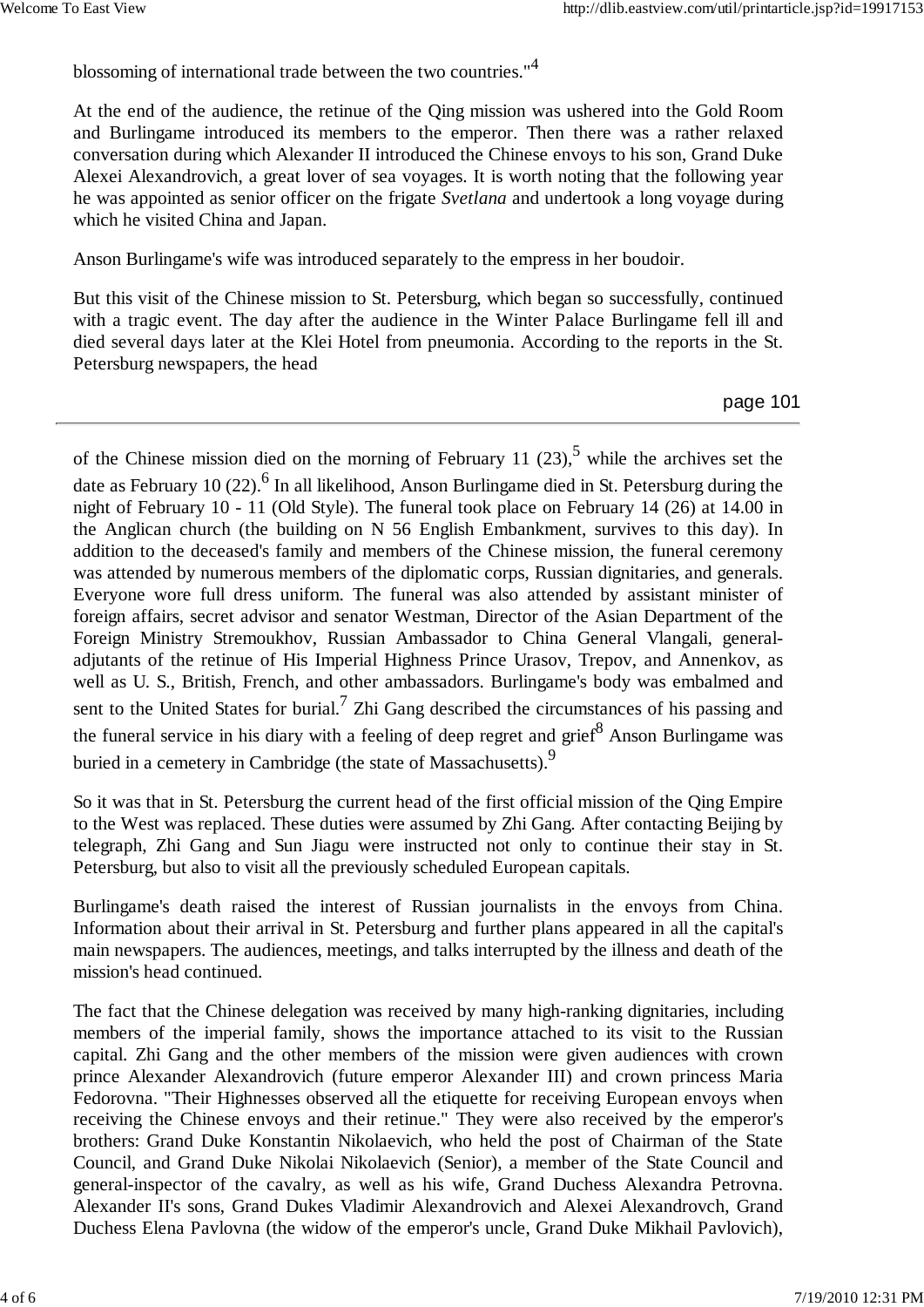blossoming of international trade between the two countries."[4]

At the end of the audience, the retinue of the Qing mission was ushered into the Gold Room and Burlingame introduced its members to the emperor. Then there was a rather relaxed conversation during which Alexander II introduced the Chinese envoys to his son, Grand Duke Alexei Alexandrovich, a great lover of sea voyages. It is worth noting that the following year he was appointed as senior officer on the frigate *Svetlana* and undertook a long voyage during which he visited China and Japan.

Anson Burlingame's wife was introduced separately to the empress in her boudoir.

But this visit of the Chinese mission to St. Petersburg, which began so successfully, continued with a tragic event. The day after the audience in the Winter Palace Burlingame fell ill and died several days later at the Klei Hotel from pneumonia. According to the reports in the St. Petersburg newspapers, the head of the Chinese mission died on the morning of February 11 (23),[5] while the archives set the date as February 10 (22).[6] In all likelihood, Anson Burlingame died in St. Petersburg during the night of February 10 - 11 (Old Style). The funeral took place on February 14 (26) at 14.00 in the Anglican church (the building on N 56 English Embankment, survives to this day). In addition to the deceased's family and members of the Chinese mission, the funeral ceremony was attended by numerous members of the diplomatic corps, Russian dignitaries, and generals. Everyone wore full dress uniform. The funeral was also attended by assistant minister of foreign affairs, secret advisor and senator Westman, Director of the Asian Department of the Foreign Ministry Stremoukhov, Russian Ambassador to China General Vlangali, general-adjutants of the retinue of His Imperial Highness Prince Urasov, Trepov, and Annenkov, as well as U. S., British, French, and other ambassadors. Burlingame's body was embalmed and sent to the United States for burial.[7] Zhi Gang described the circumstances of his passing and the funeral service in his diary with a feeling of deep regret and grief[8] Anson Burlingame was buried in a cemetery in Cambridge (the state of Massachusetts).[9]

So it was that in St. Petersburg the current head of the first official mission of the Qing Empire to the West was replaced. These duties were assumed by Zhi Gang. After contacting Beijing by telegraph, Zhi Gang and Sun Jiagu were instructed not only to continue their stay in St. Petersburg, but also to visit all the previously scheduled European capitals.

Burlingame's death raised the interest of Russian journalists in the envoys from China. Information about their arrival in St. Petersburg and further plans appeared in all the capital's main newspapers. The audiences, meetings, and talks interrupted by the illness and death of the mission's head continued.

The fact that the Chinese delegation was received by many high-ranking dignitaries, including members of the imperial family, shows the importance attached to its visit to the Russian capital. Zhi Gang and the other members of the mission were given audiences with crown prince Alexander Alexandrovich (future emperor Alexander III) and crown princess Maria Fedorovna. "Their Highnesses observed all the etiquette for receiving European envoys when receiving the Chinese envoys and their retinue." They were also received by the emperor's brothers: Grand Duke Konstantin Nikolaevich, who held the post of Chairman of the State Council, and Grand Duke Nikolai Nikolaevich (Senior), a member of the State Council and general-inspector of the cavalry, as well as his wife, Grand Duchess Alexandra Petrovna. Alexander II's sons, Grand Dukes Vladimir Alexandrovich and Alexei Alexandrovch, Grand Duchess Elena Pavlovna (the widow of the emperor's uncle, Grand Duke Mikhail Pavlovich),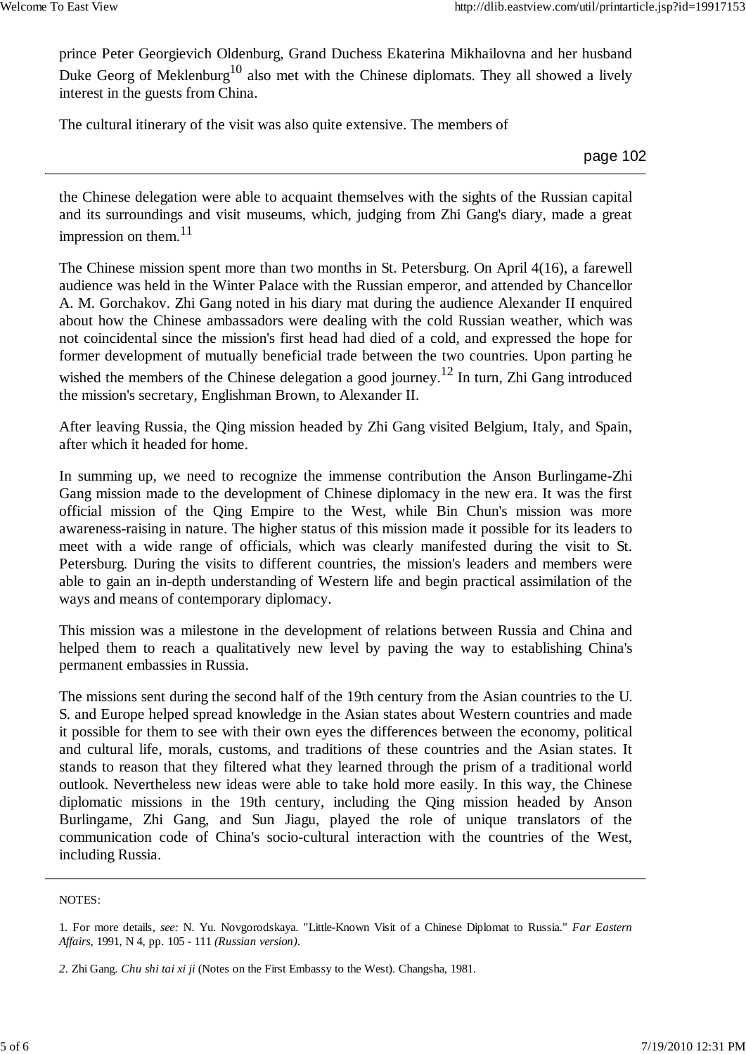prince Peter Georgievich Oldenburg, Grand Duchess Ekaterina Mikhailovna and her husband Duke Georg of Meklenburg[10] also met with the Chinese diplomats. They all showed a lively interest in the guests from China.

The cultural itinerary of the visit was also quite extensive. The members of

the Chinese delegation were able to acquaint themselves with the sights of the Russian capital and its surroundings and visit museums, which, judging from Zhi Gang's diary, made a great impression on them.[11]

The Chinese mission spent more than two months in St. Petersburg. On April 4(16), a farewell audience was held in the Winter Palace with the Russian emperor, and attended by Chancellor A. M. Gorchakov. Zhi Gang noted in his diary mat during the audience Alexander II enquired about how the Chinese ambassadors were dealing with the cold Russian weather, which was not coincidental since the mission's first head had died of a cold, and expressed the hope for former development of mutually beneficial trade between the two countries. Upon parting he wished the members of the Chinese delegation a good journey.[12] In turn, Zhi Gang introduced the mission's secretary, Englishman Brown, to Alexander II.

After leaving Russia, the Qing mission headed by Zhi Gang visited Belgium, Italy, and Spain, after which it headed for home.

In summing up, we need to recognize the immense contribution the Anson Burlingame-Zhi Gang mission made to the development of Chinese diplomacy in the new era. It was the first official mission of the Qing Empire to the West, while Bin Chun's mission was more awareness-raising in nature. The higher status of this mission made it possible for its leaders to meet with a wide range of officials, which was clearly manifested during the visit to St. Petersburg. During the visits to different countries, the mission's leaders and members were able to gain an in-depth understanding of Western life and begin practical assimilation of the ways and means of contemporary diplomacy.

This mission was a milestone in the development of relations between Russia and China and helped them to reach a qualitatively new level by paving the way to establishing China's permanent embassies in Russia.

The missions sent during the second half of the 19th century from the Asian countries to the U. S. and Europe helped spread knowledge in the Asian states about Western countries and made it possible for them to see with their own eyes the differences between the economy, political and cultural life, morals, customs, and traditions of these countries and the Asian states. It stands to reason that they filtered what they learned through the prism of a traditional world outlook. Nevertheless new ideas were able to take hold more easily. In this way, the Chinese diplomatic missions in the 19th century, including the Qing mission headed by Anson Burlingame, Zhi Gang, and Sun Jiagu, played the role of unique translators of the communication code of China's socio-cultural interaction with the countries of the West, including Russia.

---

NOTES:

1. For more details, *see:* N. Yu. Novgorodskaya. "Little-Known Visit of a Chinese Diplomat to Russia." *Far Eastern Affairs,* 1991, N 4, pp. 105 - 111 *(Russian version)*.

2. Zhi Gang. *Chu shi tai xi ji* (Notes on the First Embassy to the West). Changsha, 1981.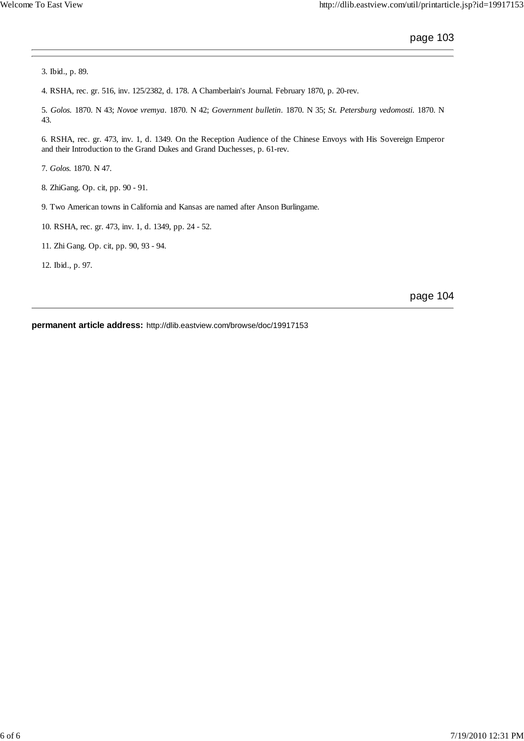3. Ibid., p. 89.

4. RSHA, rec. gr. 516, inv. 125/2382, d. 178. A Chamberlain's Journal. February 1870, p. 20-rev.

5. *Golos.* 1870. N 43; *Novoe vremya*. 1870. N 42; *Government bulletin*. 1870. N 35; *St. Petersburg vedomosti.* 1870. N 43.

6. RSHA, rec. gr. 473, inv. 1, d. 1349. On the Reception Audience of the Chinese Envoys with His Sovereign Emperor and their Introduction to the Grand Dukes and Grand Duchesses, p. 61-rev.

7. *Golos.* 1870. N 47.

8. ZhiGang. Op. cit, pp. 90 - 91.

9. Two American towns in California and Kansas are named after Anson Burlingame.

10. RSHA, rec. gr. 473, inv. 1, d. 1349, pp. 24 - 52.

11. Zhi Gang. Op. cit, pp. 90, 93 - 94.

12. Ibid., p. 97.

**permanent article address:** http://dlib.eastview.com/browse/doc/19917153